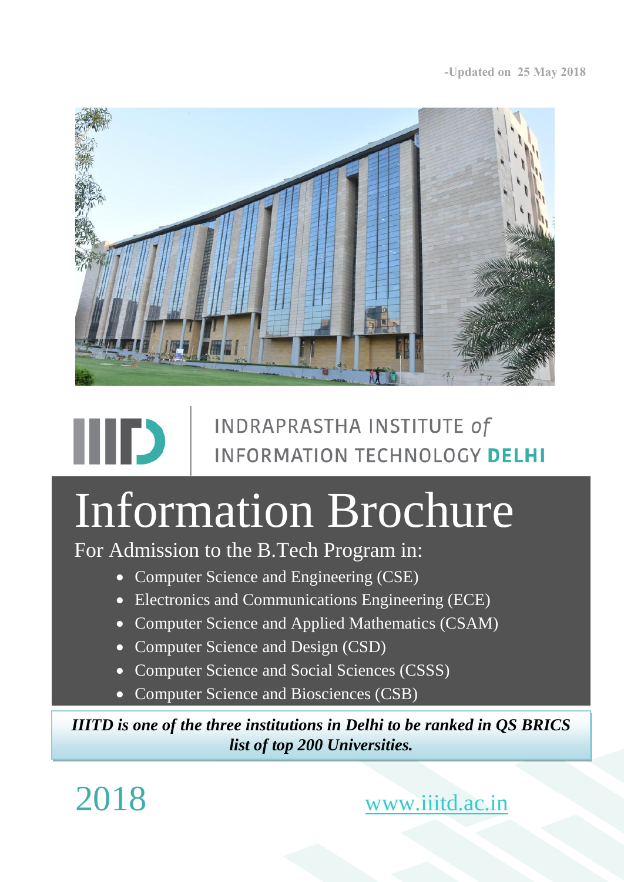-Updated on 25 May 2018

INDRAPRASTHA INSTITUTE *of* INFORMATION TECHNOLOGY **DELHI**

# Information Brochure

For Admission to the B.Tech Program in:

- Computer Science and Engineering (CSE)
- Electronics and Communications Engineering (ECE)
- Computer Science and Applied Mathematics (CSAM)
- Computer Science and Design (CSD)
- Computer Science and Social Sciences (CSSS)
- Computer Science and Biosciences (CSB)

***IIITD is one of the three institutions in Delhi to be ranked in QS BRICS list of top 200 Universities.***

2018

www.iiitd.ac.in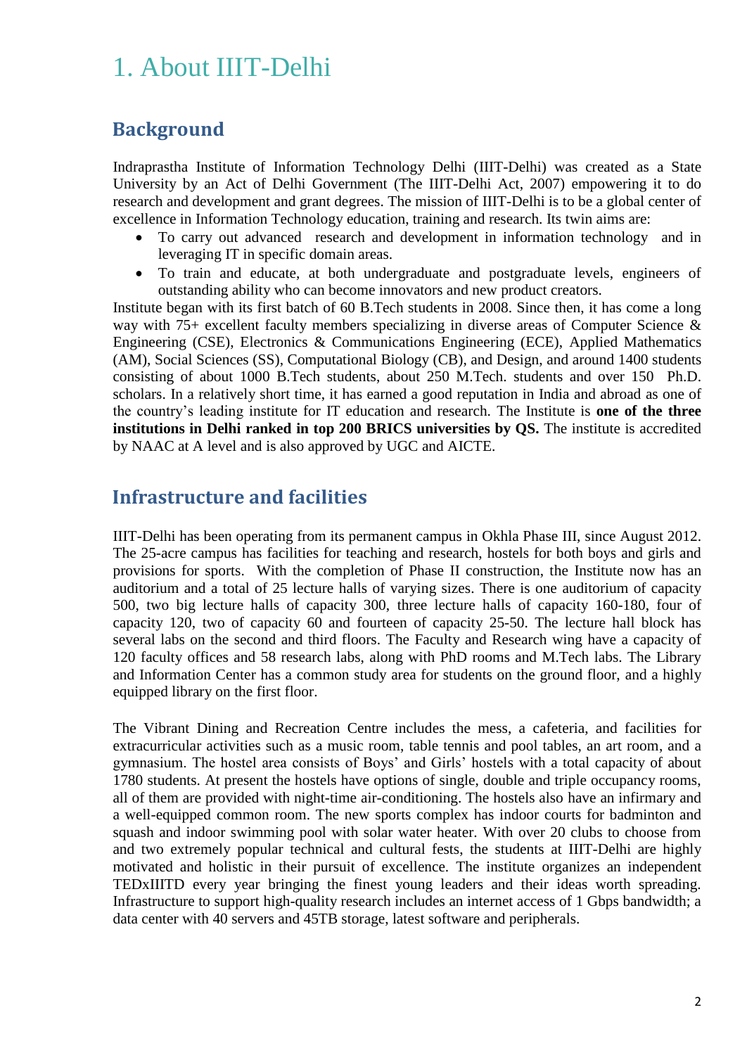# 1. About IIIT-Delhi

## Background

Indraprastha Institute of Information Technology Delhi (IIIT-Delhi) was created as a State University by an Act of Delhi Government (The IIIT-Delhi Act, 2007) empowering it to do research and development and grant degrees. The mission of IIIT-Delhi is to be a global center of excellence in Information Technology education, training and research. Its twin aims are:

- To carry out advanced research and development in information technology and in leveraging IT in specific domain areas.
- To train and educate, at both undergraduate and postgraduate levels, engineers of outstanding ability who can become innovators and new product creators.

Institute began with its first batch of 60 B.Tech students in 2008. Since then, it has come a long way with 75+ excellent faculty members specializing in diverse areas of Computer Science & Engineering (CSE), Electronics & Communications Engineering (ECE), Applied Mathematics (AM), Social Sciences (SS), Computational Biology (CB), and Design, and around 1400 students consisting of about 1000 B.Tech students, about 250 M.Tech. students and over 150 Ph.D. scholars. In a relatively short time, it has earned a good reputation in India and abroad as one of the country's leading institute for IT education and research. The Institute is **one of the three institutions in Delhi ranked in top 200 BRICS universities by QS.** The institute is accredited by NAAC at A level and is also approved by UGC and AICTE.

## Infrastructure and facilities

IIIT-Delhi has been operating from its permanent campus in Okhla Phase III, since August 2012. The 25-acre campus has facilities for teaching and research, hostels for both boys and girls and provisions for sports. With the completion of Phase II construction, the Institute now has an auditorium and a total of 25 lecture halls of varying sizes. There is one auditorium of capacity 500, two big lecture halls of capacity 300, three lecture halls of capacity 160-180, four of capacity 120, two of capacity 60 and fourteen of capacity 25-50. The lecture hall block has several labs on the second and third floors. The Faculty and Research wing have a capacity of 120 faculty offices and 58 research labs, along with PhD rooms and M.Tech labs. The Library and Information Center has a common study area for students on the ground floor, and a highly equipped library on the first floor.

The Vibrant Dining and Recreation Centre includes the mess, a cafeteria, and facilities for extracurricular activities such as a music room, table tennis and pool tables, an art room, and a gymnasium. The hostel area consists of Boys' and Girls' hostels with a total capacity of about 1780 students. At present the hostels have options of single, double and triple occupancy rooms, all of them are provided with night-time air-conditioning. The hostels also have an infirmary and a well-equipped common room. The new sports complex has indoor courts for badminton and squash and indoor swimming pool with solar water heater. With over 20 clubs to choose from and two extremely popular technical and cultural fests, the students at IIIT-Delhi are highly motivated and holistic in their pursuit of excellence. The institute organizes an independent TEDxIIITD every year bringing the finest young leaders and their ideas worth spreading. Infrastructure to support high-quality research includes an internet access of 1 Gbps bandwidth; a data center with 40 servers and 45TB storage, latest software and peripherals.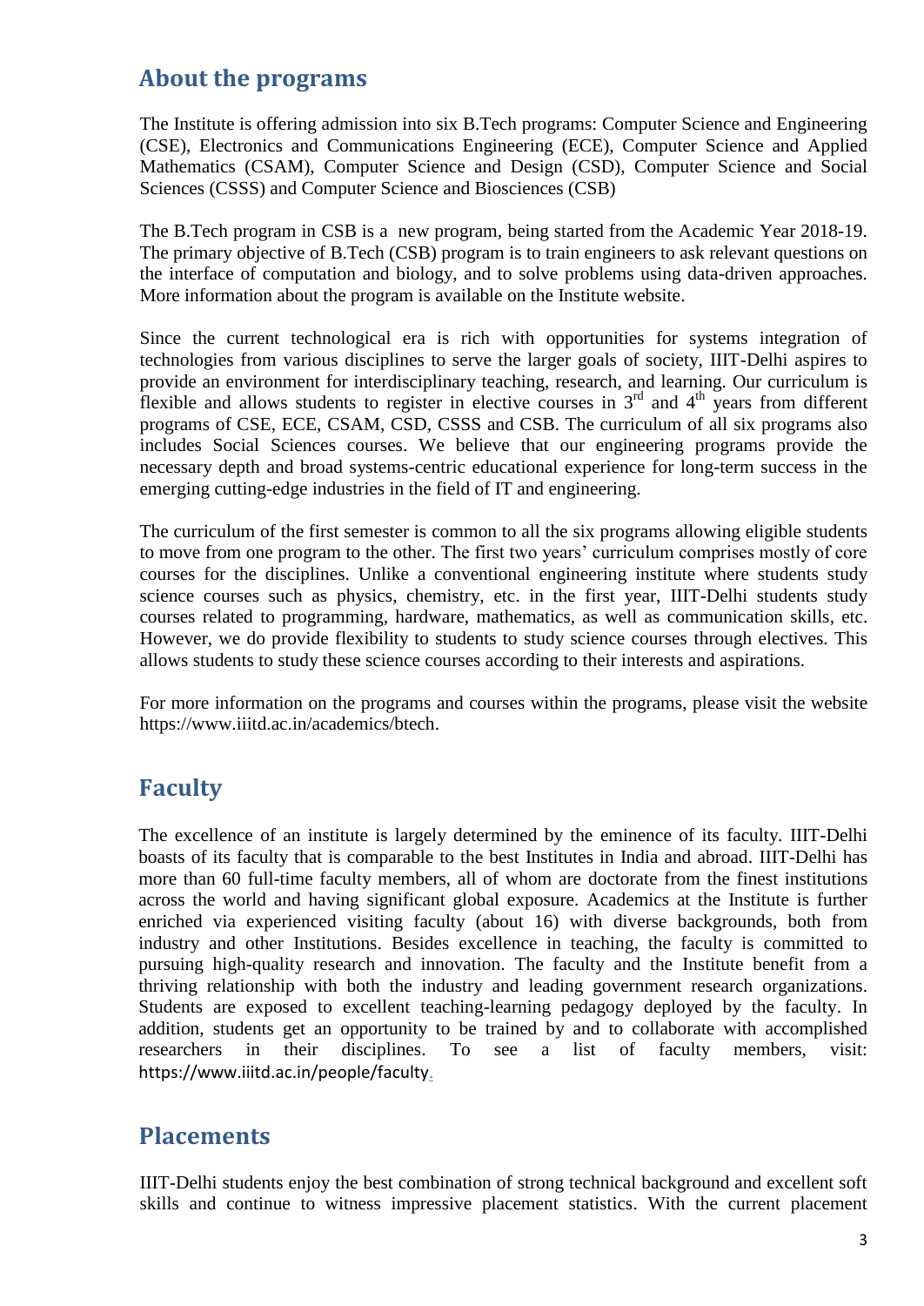## About the programs

The Institute is offering admission into six B.Tech programs: Computer Science and Engineering (CSE), Electronics and Communications Engineering (ECE), Computer Science and Applied Mathematics (CSAM), Computer Science and Design (CSD), Computer Science and Social Sciences (CSSS) and Computer Science and Biosciences (CSB)

The B.Tech program in CSB is a new program, being started from the Academic Year 2018-19. The primary objective of B.Tech (CSB) program is to train engineers to ask relevant questions on the interface of computation and biology, and to solve problems using data-driven approaches. More information about the program is available on the Institute website.

Since the current technological era is rich with opportunities for systems integration of technologies from various disciplines to serve the larger goals of society, IIIT-Delhi aspires to provide an environment for interdisciplinary teaching, research, and learning. Our curriculum is flexible and allows students to register in elective courses in 3rd and 4th years from different programs of CSE, ECE, CSAM, CSD, CSSS and CSB. The curriculum of all six programs also includes Social Sciences courses. We believe that our engineering programs provide the necessary depth and broad systems-centric educational experience for long-term success in the emerging cutting-edge industries in the field of IT and engineering.

The curriculum of the first semester is common to all the six programs allowing eligible students to move from one program to the other. The first two years' curriculum comprises mostly of core courses for the disciplines. Unlike a conventional engineering institute where students study science courses such as physics, chemistry, etc. in the first year, IIIT-Delhi students study courses related to programming, hardware, mathematics, as well as communication skills, etc. However, we do provide flexibility to students to study science courses through electives. This allows students to study these science courses according to their interests and aspirations.

For more information on the programs and courses within the programs, please visit the website https://www.iiitd.ac.in/academics/btech.

## Faculty

The excellence of an institute is largely determined by the eminence of its faculty. IIIT-Delhi boasts of its faculty that is comparable to the best Institutes in India and abroad. IIIT-Delhi has more than 60 full-time faculty members, all of whom are doctorate from the finest institutions across the world and having significant global exposure. Academics at the Institute is further enriched via experienced visiting faculty (about 16) with diverse backgrounds, both from industry and other Institutions. Besides excellence in teaching, the faculty is committed to pursuing high-quality research and innovation. The faculty and the Institute benefit from a thriving relationship with both the industry and leading government research organizations. Students are exposed to excellent teaching-learning pedagogy deployed by the faculty. In addition, students get an opportunity to be trained by and to collaborate with accomplished researchers in their disciplines. To see a list of faculty members, visit: https://www.iiitd.ac.in/people/faculty.

## Placements

IIIT-Delhi students enjoy the best combination of strong technical background and excellent soft skills and continue to witness impressive placement statistics. With the current placement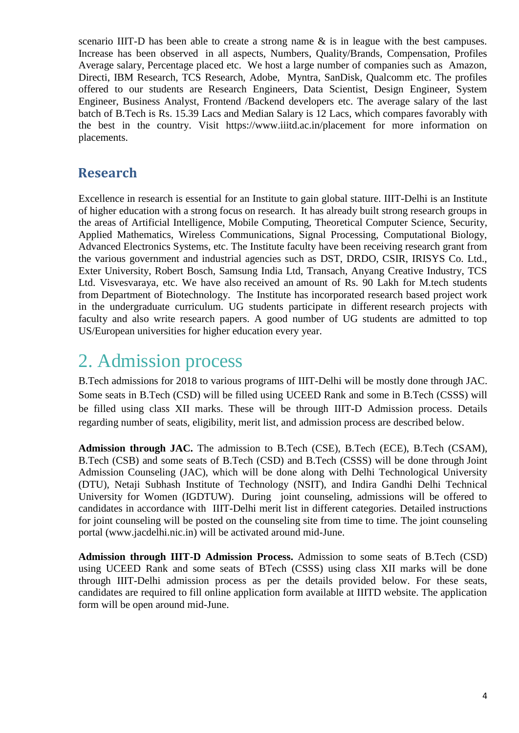scenario IIIT-D has been able to create a strong name & is in league with the best campuses. Increase has been observed in all aspects, Numbers, Quality/Brands, Compensation, Profiles Average salary, Percentage placed etc. We host a large number of companies such as Amazon, Directi, IBM Research, TCS Research, Adobe, Myntra, SanDisk, Qualcomm etc. The profiles offered to our students are Research Engineers, Data Scientist, Design Engineer, System Engineer, Business Analyst, Frontend /Backend developers etc. The average salary of the last batch of B.Tech is Rs. 15.39 Lacs and Median Salary is 12 Lacs, which compares favorably with the best in the country. Visit https://www.iiitd.ac.in/placement for more information on placements.

### Research

Excellence in research is essential for an Institute to gain global stature. IIIT-Delhi is an Institute of higher education with a strong focus on research. It has already built strong research groups in the areas of Artificial Intelligence, Mobile Computing, Theoretical Computer Science, Security, Applied Mathematics, Wireless Communications, Signal Processing, Computational Biology, Advanced Electronics Systems, etc. The Institute faculty have been receiving research grant from the various government and industrial agencies such as DST, DRDO, CSIR, IRISYS Co. Ltd., Exter University, Robert Bosch, Samsung India Ltd, Transach, Anyang Creative Industry, TCS Ltd. Visvesvaraya, etc. We have also received an amount of Rs. 90 Lakh for M.tech students from Department of Biotechnology. The Institute has incorporated research based project work in the undergraduate curriculum. UG students participate in different research projects with faculty and also write research papers. A good number of UG students are admitted to top US/European universities for higher education every year.

## 2. Admission process

B.Tech admissions for 2018 to various programs of IIIT-Delhi will be mostly done through JAC. Some seats in B.Tech (CSD) will be filled using UCEED Rank and some in B.Tech (CSSS) will be filled using class XII marks. These will be through IIIT-D Admission process. Details regarding number of seats, eligibility, merit list, and admission process are described below.

**Admission through JAC.** The admission to B.Tech (CSE), B.Tech (ECE), B.Tech (CSAM), B.Tech (CSB) and some seats of B.Tech (CSD) and B.Tech (CSSS) will be done through Joint Admission Counseling (JAC), which will be done along with Delhi Technological University (DTU), Netaji Subhash Institute of Technology (NSIT), and Indira Gandhi Delhi Technical University for Women (IGDTUW). During joint counseling, admissions will be offered to candidates in accordance with IIIT-Delhi merit list in different categories. Detailed instructions for joint counseling will be posted on the counseling site from time to time. The joint counseling portal (www.jacdelhi.nic.in) will be activated around mid-June.

**Admission through IIIT-D Admission Process.** Admission to some seats of B.Tech (CSD) using UCEED Rank and some seats of BTech (CSSS) using class XII marks will be done through IIIT-Delhi admission process as per the details provided below. For these seats, candidates are required to fill online application form available at IIITD website. The application form will be open around mid-June.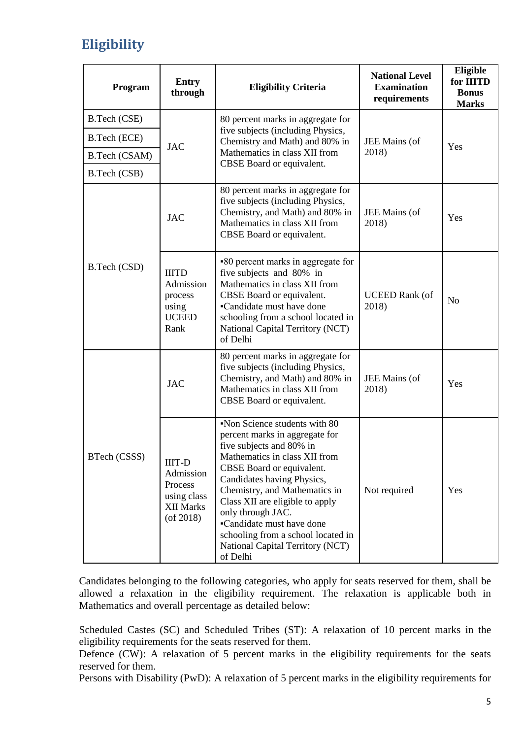## Eligibility

| Program | Entry through | Eligibility Criteria | National Level Examination requirements | Eligible for IIITD Bonus Marks |
|---|---|---|---|---|
| B.Tech (CSE)<br>B.Tech (ECE)<br>B.Tech (CSAM)<br>B.Tech (CSB) | JAC | 80 percent marks in aggregate for five subjects (including Physics, Chemistry and Math) and 80% in Mathematics in class XII from CBSE Board or equivalent. | JEE Mains (of 2018) | Yes |
| B.Tech (CSD) | JAC | 80 percent marks in aggregate for five subjects (including Physics, Chemistry, and Math) and 80% in Mathematics in class XII from CBSE Board or equivalent. | JEE Mains (of 2018) | Yes |
| | IIITD Admission process using UCEED Rank | ▪80 percent marks in aggregate for five subjects and 80% in Mathematics in class XII from CBSE Board or equivalent.<br>▪Candidate must have done schooling from a school located in National Capital Territory (NCT) of Delhi | UCEED Rank (of 2018) | No |
| BTech (CSSS) | JAC | 80 percent marks in aggregate for five subjects (including Physics, Chemistry, and Math) and 80% in Mathematics in class XII from CBSE Board or equivalent. | JEE Mains (of 2018) | Yes |
| | IIIT-D Admission Process using class XII Marks (of 2018) | ▪Non Science students with 80 percent marks in aggregate for five subjects and 80% in Mathematics in class XII from CBSE Board or equivalent. Candidates having Physics, Chemistry, and Mathematics in Class XII are eligible to apply only through JAC.<br>▪Candidate must have done schooling from a school located in National Capital Territory (NCT) of Delhi | Not required | Yes |

Candidates belonging to the following categories, who apply for seats reserved for them, shall be allowed a relaxation in the eligibility requirement. The relaxation is applicable both in Mathematics and overall percentage as detailed below:

Scheduled Castes (SC) and Scheduled Tribes (ST): A relaxation of 10 percent marks in the eligibility requirements for the seats reserved for them.
Defence (CW): A relaxation of 5 percent marks in the eligibility requirements for the seats reserved for them.
Persons with Disability (PwD): A relaxation of 5 percent marks in the eligibility requirements for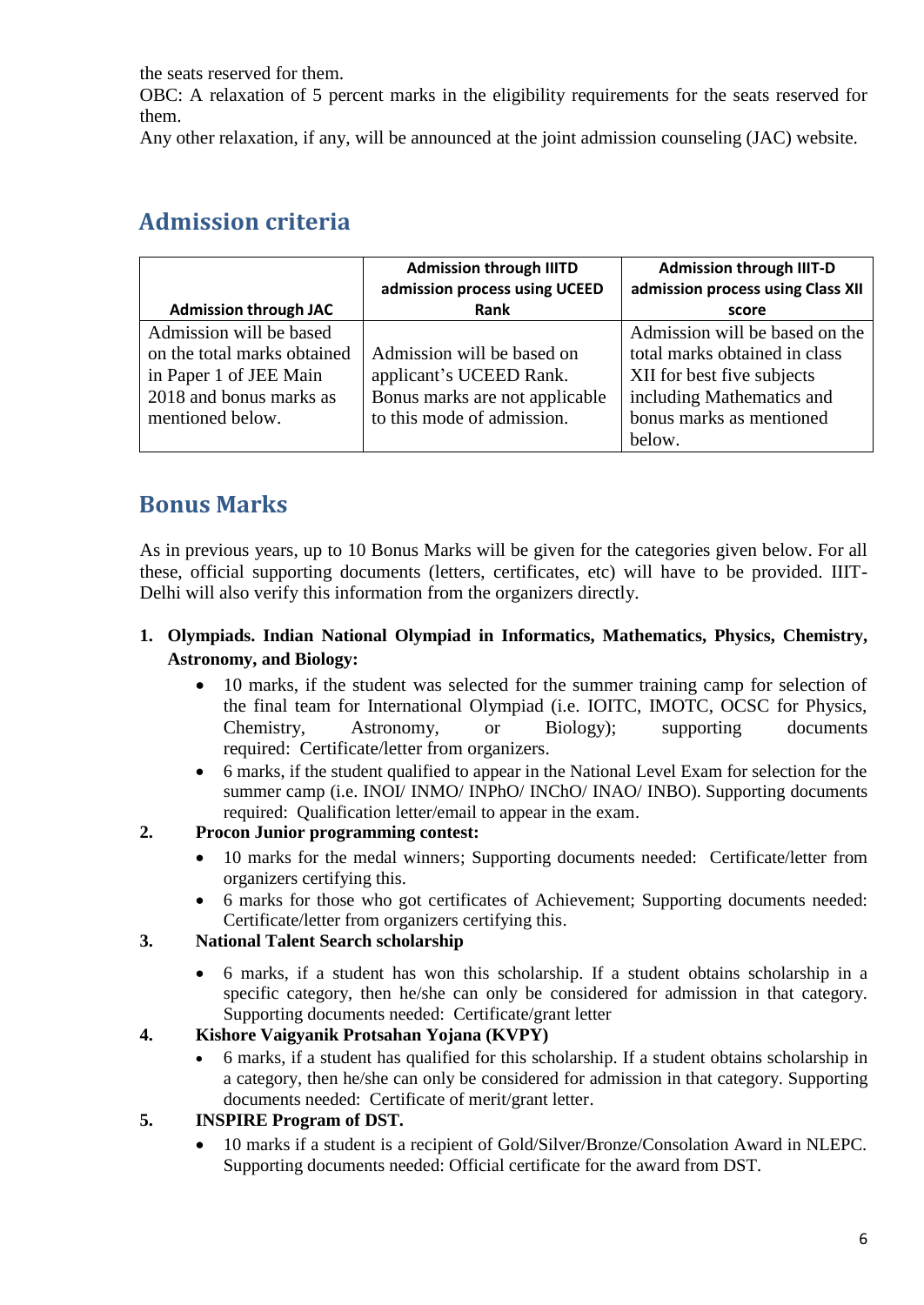the seats reserved for them.

OBC: A relaxation of 5 percent marks in the eligibility requirements for the seats reserved for them.

Any other relaxation, if any, will be announced at the joint admission counseling (JAC) website.

## Admission criteria

| Admission through JAC | Admission through IIITD admission process using UCEED Rank | Admission through IIIT-D admission process using Class XII score |
|---|---|---|
| Admission will be based on the total marks obtained in Paper 1 of JEE Main 2018 and bonus marks as mentioned below. | Admission will be based on applicant's UCEED Rank. Bonus marks are not applicable to this mode of admission. | Admission will be based on the total marks obtained in class XII for best five subjects including Mathematics and bonus marks as mentioned below. |

## Bonus Marks

As in previous years, up to 10 Bonus Marks will be given for the categories given below. For all these, official supporting documents (letters, certificates, etc) will have to be provided. IIIT-Delhi will also verify this information from the organizers directly.

1. **Olympiads. Indian National Olympiad in Informatics, Mathematics, Physics, Chemistry, Astronomy, and Biology:**
   - 10 marks, if the student was selected for the summer training camp for selection of the final team for International Olympiad (i.e. IOITC, IMOTC, OCSC for Physics, Chemistry, Astronomy, or Biology); supporting documents required: Certificate/letter from organizers.
   - 6 marks, if the student qualified to appear in the National Level Exam for selection for the summer camp (i.e. INOI/ INMO/ INPhO/ INChO/ INAO/ INBO). Supporting documents required: Qualification letter/email to appear in the exam.
2. **Procon Junior programming contest:**
   - 10 marks for the medal winners; Supporting documents needed: Certificate/letter from organizers certifying this.
   - 6 marks for those who got certificates of Achievement; Supporting documents needed: Certificate/letter from organizers certifying this.
3. **National Talent Search scholarship**
   - 6 marks, if a student has won this scholarship. If a student obtains scholarship in a specific category, then he/she can only be considered for admission in that category. Supporting documents needed: Certificate/grant letter
4. **Kishore Vaigyanik Protsahan Yojana (KVPY)**
   - 6 marks, if a student has qualified for this scholarship. If a student obtains scholarship in a category, then he/she can only be considered for admission in that category. Supporting documents needed: Certificate of merit/grant letter.
5. **INSPIRE Program of DST.**
   - 10 marks if a student is a recipient of Gold/Silver/Bronze/Consolation Award in NLEPC. Supporting documents needed: Official certificate for the award from DST.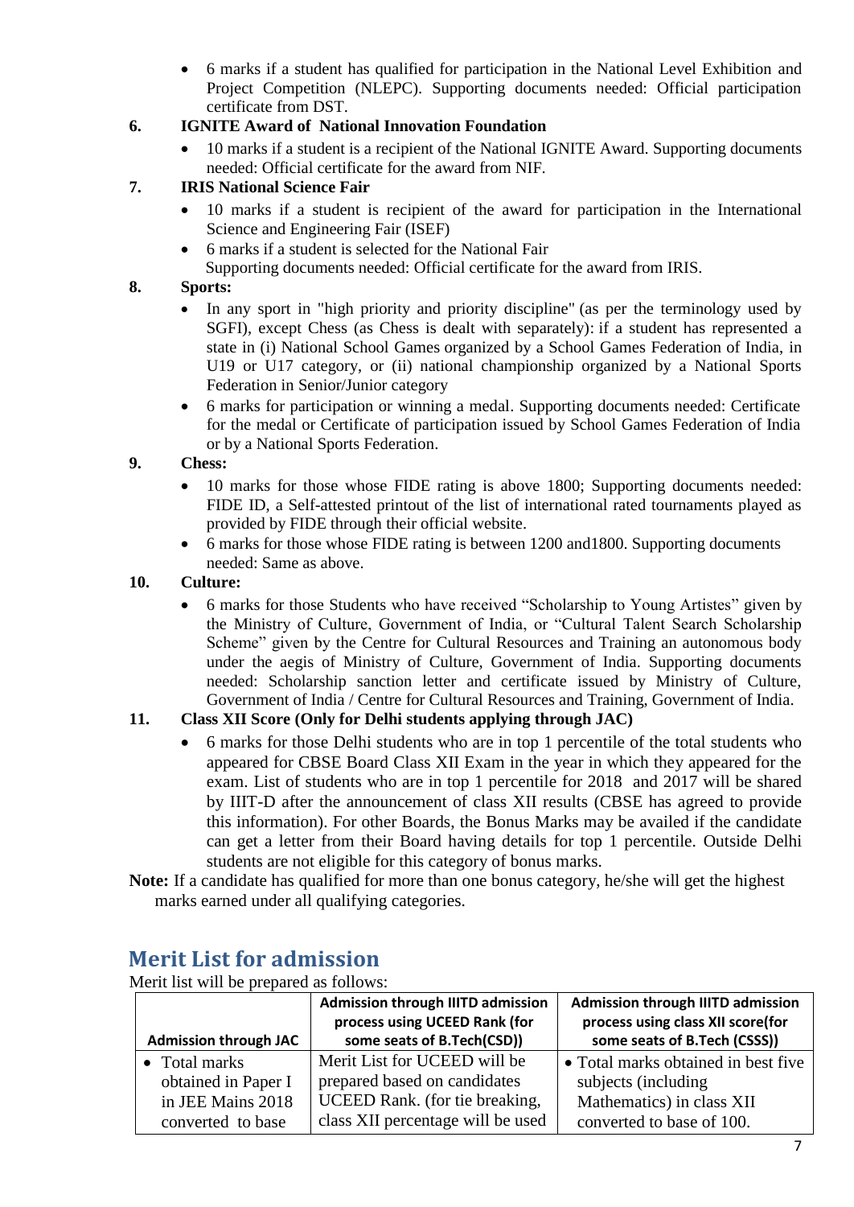- 6 marks if a student has qualified for participation in the National Level Exhibition and Project Competition (NLEPC). Supporting documents needed: Official participation certificate from DST.

**6. IGNITE Award of National Innovation Foundation**

- 10 marks if a student is a recipient of the National IGNITE Award. Supporting documents needed: Official certificate for the award from NIF.

**7. IRIS National Science Fair**

- 10 marks if a student is recipient of the award for participation in the International Science and Engineering Fair (ISEF)
- 6 marks if a student is selected for the National Fair

  Supporting documents needed: Official certificate for the award from IRIS.

**8. Sports:**

- In any sport in "high priority and priority discipline" (as per the terminology used by SGFI), except Chess (as Chess is dealt with separately): if a student has represented a state in (i) National School Games organized by a School Games Federation of India, in U19 or U17 category, or (ii) national championship organized by a National Sports Federation in Senior/Junior category
- 6 marks for participation or winning a medal. Supporting documents needed: Certificate for the medal or Certificate of participation issued by School Games Federation of India or by a National Sports Federation.

**9. Chess:**

- 10 marks for those whose FIDE rating is above 1800; Supporting documents needed: FIDE ID, a Self-attested printout of the list of international rated tournaments played as provided by FIDE through their official website.
- 6 marks for those whose FIDE rating is between 1200 and1800. Supporting documents needed: Same as above.

**10. Culture:**

- 6 marks for those Students who have received "Scholarship to Young Artistes" given by the Ministry of Culture, Government of India, or "Cultural Talent Search Scholarship Scheme" given by the Centre for Cultural Resources and Training an autonomous body under the aegis of Ministry of Culture, Government of India. Supporting documents needed: Scholarship sanction letter and certificate issued by Ministry of Culture, Government of India / Centre for Cultural Resources and Training, Government of India.

**11. Class XII Score (Only for Delhi students applying through JAC)**

- 6 marks for those Delhi students who are in top 1 percentile of the total students who appeared for CBSE Board Class XII Exam in the year in which they appeared for the exam. List of students who are in top 1 percentile for 2018 and 2017 will be shared by IIIT-D after the announcement of class XII results (CBSE has agreed to provide this information). For other Boards, the Bonus Marks may be availed if the candidate can get a letter from their Board having details for top 1 percentile. Outside Delhi students are not eligible for this category of bonus marks.

**Note:** If a candidate has qualified for more than one bonus category, he/she will get the highest marks earned under all qualifying categories.

## Merit List for admission

Merit list will be prepared as follows:

| Admission through JAC | Admission through IIITD admission process using UCEED Rank (for some seats of B.Tech(CSD)) | Admission through IIITD admission process using class XII score(for some seats of B.Tech (CSSS)) |
|---|---|---|
| • Total marks obtained in Paper I in JEE Mains 2018 converted to base | Merit List for UCEED will be prepared based on candidates UCEED Rank. (for tie breaking, class XII percentage will be used | • Total marks obtained in best five subjects (including Mathematics) in class XII converted to base of 100. |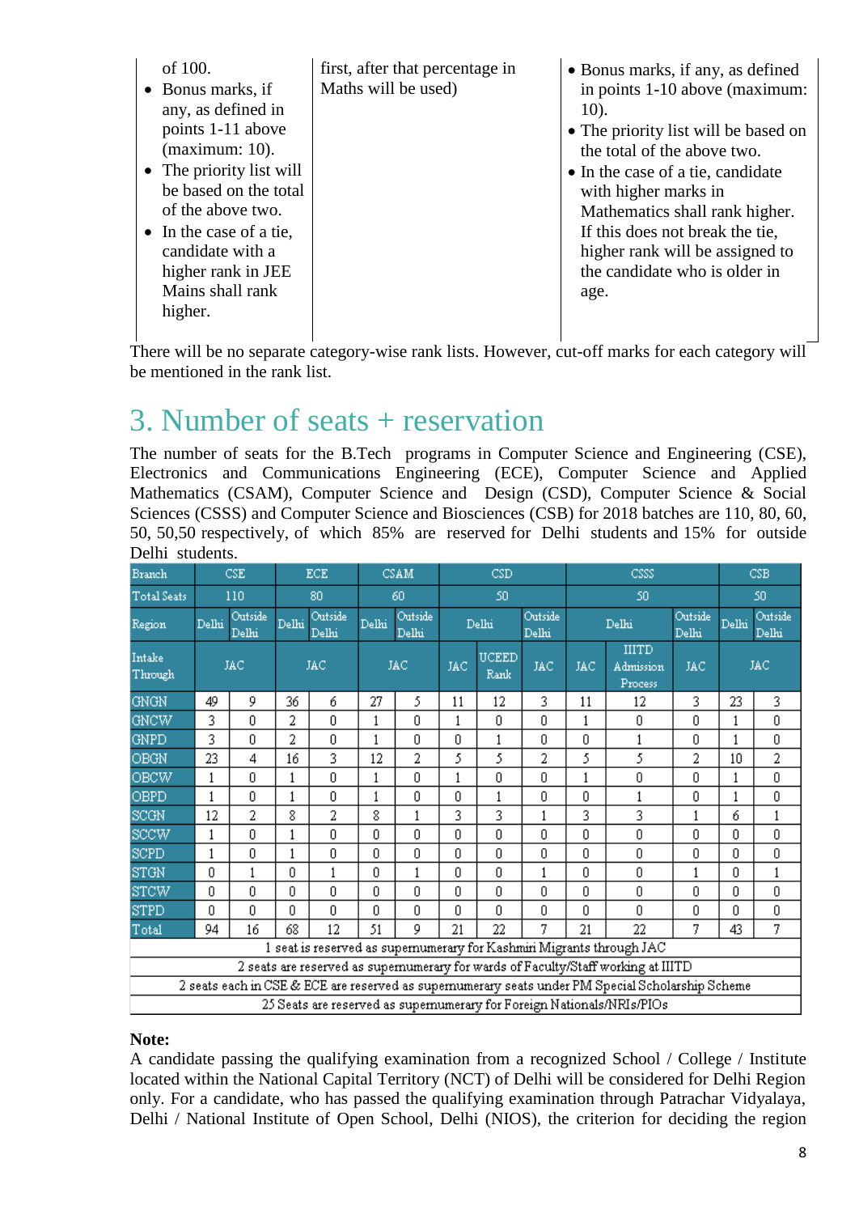| | | |
|---|---|---|
| of 100.<br>• Bonus marks, if any, as defined in points 1-11 above (maximum: 10).<br>• The priority list will be based on the total of the above two.<br>• In the case of a tie, candidate with a higher rank in JEE Mains shall rank higher. | first, after that percentage in Maths will be used) | • Bonus marks, if any, as defined in points 1-10 above (maximum: 10).<br>• The priority list will be based on the total of the above two.<br>• In the case of a tie, candidate with higher marks in Mathematics shall rank higher. If this does not break the tie, higher rank will be assigned to the candidate who is older in age. |

There will be no separate category-wise rank lists. However, cut-off marks for each category will be mentioned in the rank list.

# 3. Number of seats + reservation

The number of seats for the B.Tech programs in Computer Science and Engineering (CSE), Electronics and Communications Engineering (ECE), Computer Science and Applied Mathematics (CSAM), Computer Science and Design (CSD), Computer Science & Social Sciences (CSSS) and Computer Science and Biosciences (CSB) for 2018 batches are 110, 80, 60, 50, 50,50 respectively, of which 85% are reserved for Delhi students and 15% for outside Delhi students.

| Branch | CSE | | ECE | | CSAM | | CSD | | | CSSS | | | CSB | |
|---|---|---|---|---|---|---|---|---|---|---|---|---|---|---|
| Total Seats | 110 | | 80 | | 60 | | 50 | | | 50 | | | 50 | |
| Region | Delhi | Outside Delhi | Delhi | Outside Delhi | Delhi | Outside Delhi | Delhi | | Outside Delhi | Delhi | | Outside Delhi | Delhi | Outside Delhi |
| Intake Through | JAC | | JAC | | JAC | | JAC | UCEED Rank | JAC | JAC | IIITD Admission Process | JAC | JAC | |
| GNGN | 49 | 9 | 36 | 6 | 27 | 5 | 11 | 12 | 3 | 11 | 12 | 3 | 23 | 3 |
| GNCW | 3 | 0 | 2 | 0 | 1 | 0 | 1 | 0 | 0 | 1 | 0 | 0 | 1 | 0 |
| GNPD | 3 | 0 | 2 | 0 | 1 | 0 | 0 | 1 | 0 | 0 | 1 | 0 | 1 | 0 |
| OBGN | 23 | 4 | 16 | 3 | 12 | 2 | 5 | 5 | 2 | 5 | 5 | 2 | 10 | 2 |
| OBCW | 1 | 0 | 1 | 0 | 1 | 0 | 1 | 0 | 0 | 1 | 0 | 0 | 1 | 0 |
| OBPD | 1 | 0 | 1 | 0 | 1 | 0 | 0 | 1 | 0 | 0 | 1 | 0 | 1 | 0 |
| SCGN | 12 | 2 | 8 | 2 | 8 | 1 | 3 | 3 | 1 | 3 | 3 | 1 | 6 | 1 |
| SCCW | 1 | 0 | 1 | 0 | 0 | 0 | 0 | 0 | 0 | 0 | 0 | 0 | 0 | 0 |
| SCPD | 1 | 0 | 1 | 0 | 0 | 0 | 0 | 0 | 0 | 0 | 0 | 0 | 0 | 0 |
| STGN | 0 | 1 | 0 | 1 | 0 | 1 | 0 | 0 | 1 | 0 | 0 | 1 | 0 | 1 |
| STCW | 0 | 0 | 0 | 0 | 0 | 0 | 0 | 0 | 0 | 0 | 0 | 0 | 0 | 0 |
| STPD | 0 | 0 | 0 | 0 | 0 | 0 | 0 | 0 | 0 | 0 | 0 | 0 | 0 | 0 |
| Total | 94 | 16 | 68 | 12 | 51 | 9 | 21 | 22 | 7 | 21 | 22 | 7 | 43 | 7 |
| 1 seat is reserved as supernumerary for Kashmiri Migrants through JAC | | | | | | | | | | | | | | |
| 2 seats are reserved as supernumerary for wards of Faculty/Staff working at IIITD | | | | | | | | | | | | | | |
| 2 seats each in CSE & ECE are reserved as supernumerary seats under PM Special Scholarship Scheme | | | | | | | | | | | | | | |
| 25 Seats are reserved as supernumerary for Foreign Nationals/NRIs/PIOs | | | | | | | | | | | | | | |

**Note:**
A candidate passing the qualifying examination from a recognized School / College / Institute located within the National Capital Territory (NCT) of Delhi will be considered for Delhi Region only. For a candidate, who has passed the qualifying examination through Patrachar Vidyalaya, Delhi / National Institute of Open School, Delhi (NIOS), the criterion for deciding the region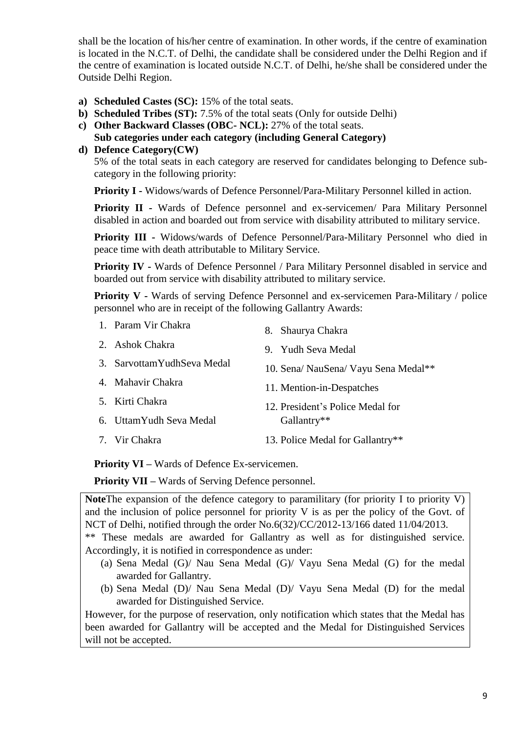shall be the location of his/her centre of examination. In other words, if the centre of examination is located in the N.C.T. of Delhi, the candidate shall be considered under the Delhi Region and if the centre of examination is located outside N.C.T. of Delhi, he/she shall be considered under the Outside Delhi Region.

a) **Scheduled Castes (SC):** 15% of the total seats.
b) **Scheduled Tribes (ST):** 7.5% of the total seats (Only for outside Delhi)
c) **Other Backward Classes (OBC- NCL):** 27% of the total seats.
   **Sub categories under each category (including General Category)**
d) **Defence Category(CW)**
   5% of the total seats in each category are reserved for candidates belonging to Defence sub-category in the following priority:

   **Priority I -** Widows/wards of Defence Personnel/Para-Military Personnel killed in action.

   **Priority II -** Wards of Defence personnel and ex-servicemen/ Para Military Personnel disabled in action and boarded out from service with disability attributed to military service.

   **Priority III -** Widows/wards of Defence Personnel/Para-Military Personnel who died in peace time with death attributable to Military Service.

   **Priority IV -** Wards of Defence Personnel / Para Military Personnel disabled in service and boarded out from service with disability attributed to military service.

   **Priority V -** Wards of serving Defence Personnel and ex-servicemen Para-Military / police personnel who are in receipt of the following Gallantry Awards:

   1. Param Vir Chakra
   2. Ashok Chakra
   3. SarvottamYudhSeva Medal
   4. Mahavir Chakra
   5. Kirti Chakra
   6. UttamYudh Seva Medal
   7. Vir Chakra
   8. Shaurya Chakra
   9. Yudh Seva Medal
   10. Sena/ NauSena/ Vayu Sena Medal**
   11. Mention-in-Despatches
   12. President's Police Medal for Gallantry**
   13. Police Medal for Gallantry**

   **Priority VI –** Wards of Defence Ex-servicemen.

   **Priority VII –** Wards of Serving Defence personnel.

**Note**The expansion of the defence category to paramilitary (for priority I to priority V) and the inclusion of police personnel for priority V is as per the policy of the Govt. of NCT of Delhi, notified through the order No.6(32)/CC/2012-13/166 dated 11/04/2013.

** These medals are awarded for Gallantry as well as for distinguished service. Accordingly, it is notified in correspondence as under:

(a) Sena Medal (G)/ Nau Sena Medal (G)/ Vayu Sena Medal (G) for the medal awarded for Gallantry.
(b) Sena Medal (D)/ Nau Sena Medal (D)/ Vayu Sena Medal (D) for the medal awarded for Distinguished Service.

However, for the purpose of reservation, only notification which states that the Medal has been awarded for Gallantry will be accepted and the Medal for Distinguished Services will not be accepted.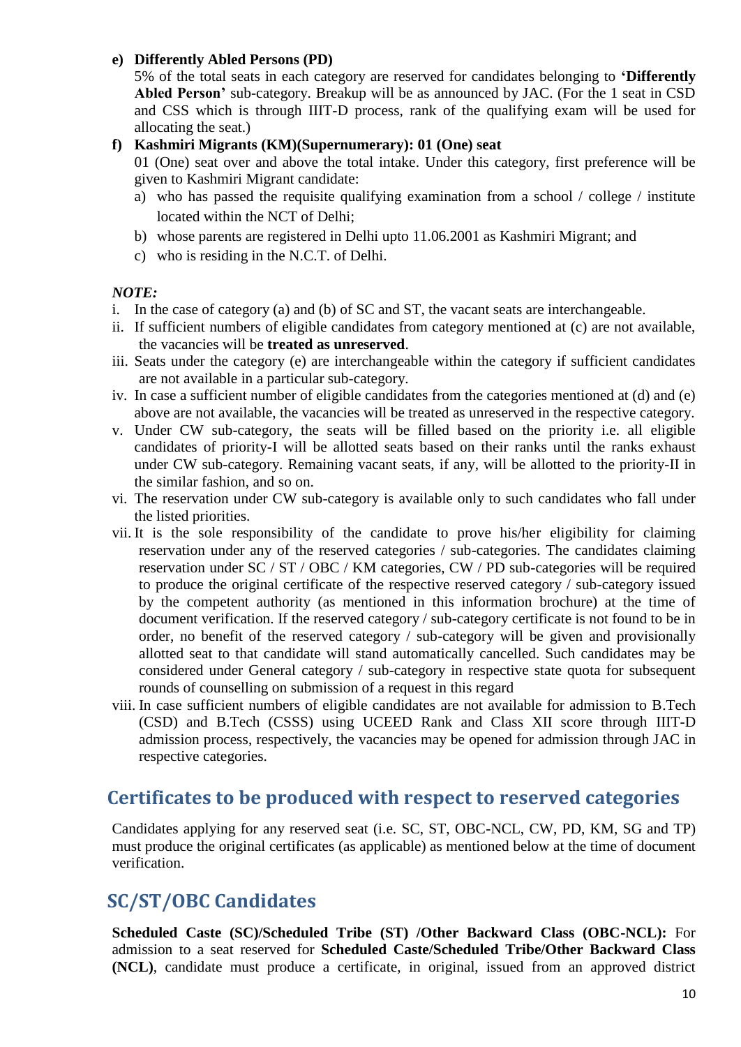**e) Differently Abled Persons (PD)**

5% of the total seats in each category are reserved for candidates belonging to **'Differently Abled Person'** sub-category. Breakup will be as announced by JAC. (For the 1 seat in CSD and CSS which is through IIIT-D process, rank of the qualifying exam will be used for allocating the seat.)

**f) Kashmiri Migrants (KM)(Supernumerary): 01 (One) seat**

01 (One) seat over and above the total intake. Under this category, first preference will be given to Kashmiri Migrant candidate:

a) who has passed the requisite qualifying examination from a school / college / institute located within the NCT of Delhi;
b) whose parents are registered in Delhi upto 11.06.2001 as Kashmiri Migrant; and
c) who is residing in the N.C.T. of Delhi.

***NOTE:***

i. In the case of category (a) and (b) of SC and ST, the vacant seats are interchangeable.
ii. If sufficient numbers of eligible candidates from category mentioned at (c) are not available, the vacancies will be **treated as unreserved**.
iii. Seats under the category (e) are interchangeable within the category if sufficient candidates are not available in a particular sub-category.
iv. In case a sufficient number of eligible candidates from the categories mentioned at (d) and (e) above are not available, the vacancies will be treated as unreserved in the respective category.
v. Under CW sub-category, the seats will be filled based on the priority i.e. all eligible candidates of priority-I will be allotted seats based on their ranks until the ranks exhaust under CW sub-category. Remaining vacant seats, if any, will be allotted to the priority-II in the similar fashion, and so on.
vi. The reservation under CW sub-category is available only to such candidates who fall under the listed priorities.
vii. It is the sole responsibility of the candidate to prove his/her eligibility for claiming reservation under any of the reserved categories / sub-categories. The candidates claiming reservation under SC / ST / OBC / KM categories, CW / PD sub-categories will be required to produce the original certificate of the respective reserved category / sub-category issued by the competent authority (as mentioned in this information brochure) at the time of document verification. If the reserved category / sub-category certificate is not found to be in order, no benefit of the reserved category / sub-category will be given and provisionally allotted seat to that candidate will stand automatically cancelled. Such candidates may be considered under General category / sub-category in respective state quota for subsequent rounds of counselling on submission of a request in this regard
viii. In case sufficient numbers of eligible candidates are not available for admission to B.Tech (CSD) and B.Tech (CSSS) using UCEED Rank and Class XII score through IIIT-D admission process, respectively, the vacancies may be opened for admission through JAC in respective categories.

## Certificates to be produced with respect to reserved categories

Candidates applying for any reserved seat (i.e. SC, ST, OBC-NCL, CW, PD, KM, SG and TP) must produce the original certificates (as applicable) as mentioned below at the time of document verification.

## SC/ST/OBC Candidates

**Scheduled Caste (SC)/Scheduled Tribe (ST) /Other Backward Class (OBC-NCL):** For admission to a seat reserved for **Scheduled Caste/Scheduled Tribe/Other Backward Class (NCL)**, candidate must produce a certificate, in original, issued from an approved district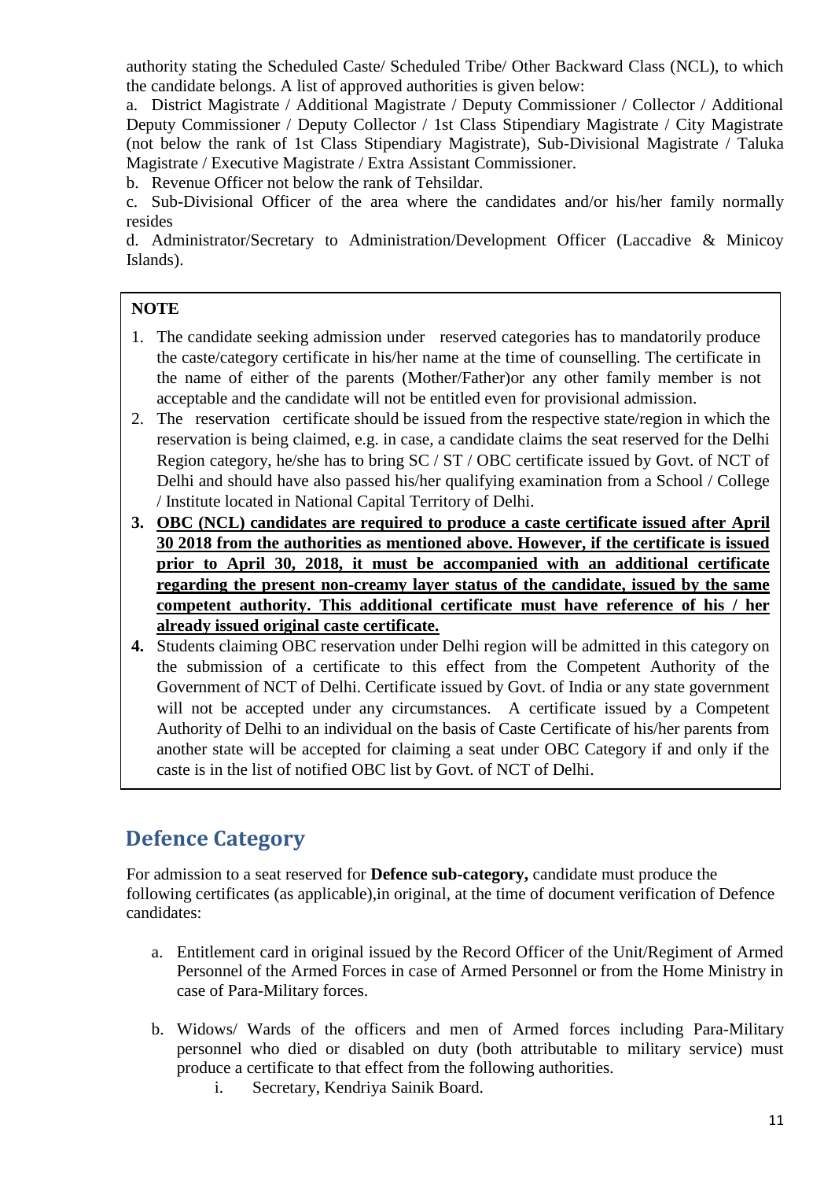authority stating the Scheduled Caste/ Scheduled Tribe/ Other Backward Class (NCL), to which the candidate belongs. A list of approved authorities is given below:

a. District Magistrate / Additional Magistrate / Deputy Commissioner / Collector / Additional Deputy Commissioner / Deputy Collector / 1st Class Stipendiary Magistrate / City Magistrate (not below the rank of 1st Class Stipendiary Magistrate), Sub-Divisional Magistrate / Taluka Magistrate / Executive Magistrate / Extra Assistant Commissioner.

b. Revenue Officer not below the rank of Tehsildar.

c. Sub-Divisional Officer of the area where the candidates and/or his/her family normally resides

d. Administrator/Secretary to Administration/Development Officer (Laccadive & Minicoy Islands).

**NOTE**

1. The candidate seeking admission under reserved categories has to mandatorily produce the caste/category certificate in his/her name at the time of counselling. The certificate in the name of either of the parents (Mother/Father)or any other family member is not acceptable and the candidate will not be entitled even for provisional admission.
2. The reservation certificate should be issued from the respective state/region in which the reservation is being claimed, e.g. in case, a candidate claims the seat reserved for the Delhi Region category, he/she has to bring SC / ST / OBC certificate issued by Govt. of NCT of Delhi and should have also passed his/her qualifying examination from a School / College / Institute located in National Capital Territory of Delhi.
3. **OBC (NCL) candidates are required to produce a caste certificate issued after April 30 2018 from the authorities as mentioned above. However, if the certificate is issued prior to April 30, 2018, it must be accompanied with an additional certificate regarding the present non-creamy layer status of the candidate, issued by the same competent authority. This additional certificate must have reference of his / her already issued original caste certificate.**
4. Students claiming OBC reservation under Delhi region will be admitted in this category on the submission of a certificate to this effect from the Competent Authority of the Government of NCT of Delhi. Certificate issued by Govt. of India or any state government will not be accepted under any circumstances. A certificate issued by a Competent Authority of Delhi to an individual on the basis of Caste Certificate of his/her parents from another state will be accepted for claiming a seat under OBC Category if and only if the caste is in the list of notified OBC list by Govt. of NCT of Delhi.

## Defence Category

For admission to a seat reserved for **Defence sub-category,** candidate must produce the following certificates (as applicable),in original, at the time of document verification of Defence candidates:

a. Entitlement card in original issued by the Record Officer of the Unit/Regiment of Armed Personnel of the Armed Forces in case of Armed Personnel or from the Home Ministry in case of Para-Military forces.

b. Widows/ Wards of the officers and men of Armed forces including Para-Military personnel who died or disabled on duty (both attributable to military service) must produce a certificate to that effect from the following authorities.
   i. Secretary, Kendriya Sainik Board.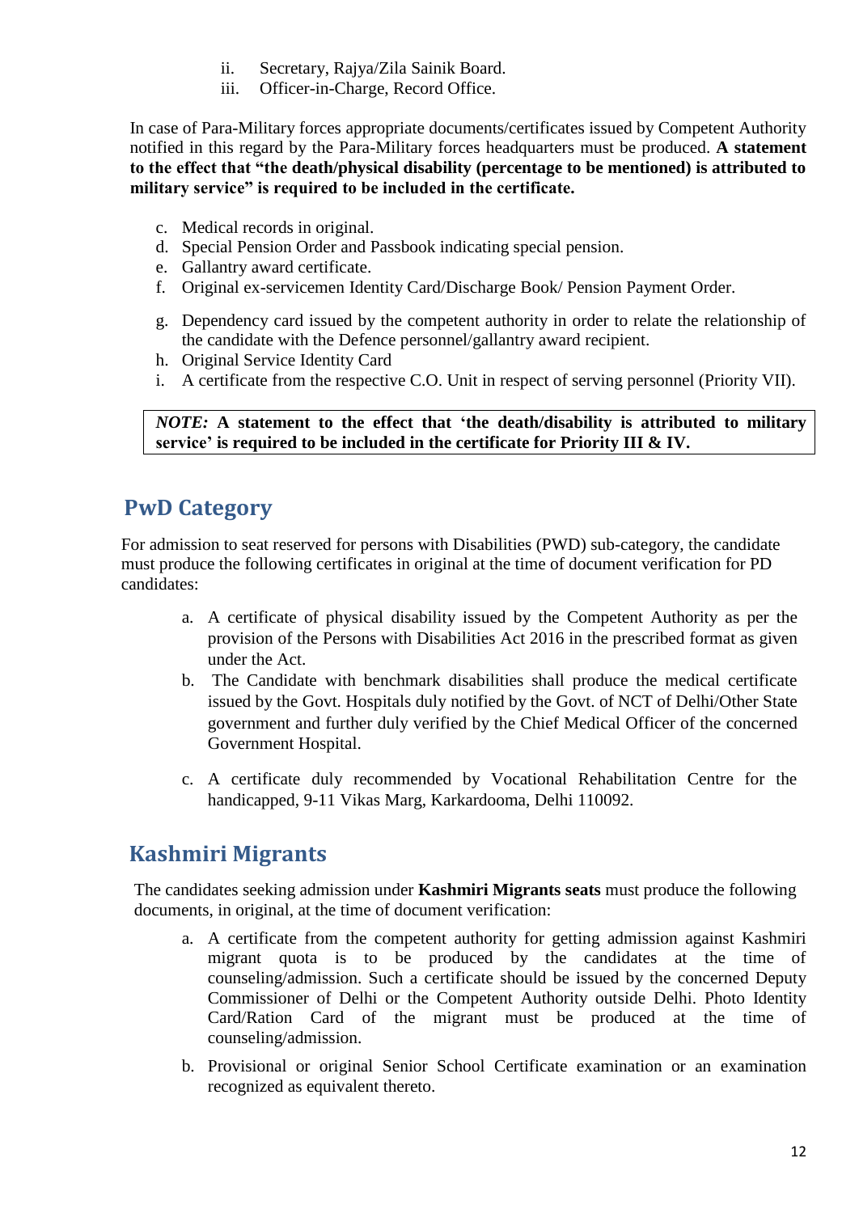ii. Secretary, Rajya/Zila Sainik Board.
iii. Officer-in-Charge, Record Office.

In case of Para-Military forces appropriate documents/certificates issued by Competent Authority notified in this regard by the Para-Military forces headquarters must be produced. **A statement to the effect that "the death/physical disability (percentage to be mentioned) is attributed to military service" is required to be included in the certificate.**

c. Medical records in original.
d. Special Pension Order and Passbook indicating special pension.
e. Gallantry award certificate.
f. Original ex-servicemen Identity Card/Discharge Book/ Pension Payment Order.
g. Dependency card issued by the competent authority in order to relate the relationship of the candidate with the Defence personnel/gallantry award recipient.
h. Original Service Identity Card
i. A certificate from the respective C.O. Unit in respect of serving personnel (Priority VII).

> ***NOTE:*** **A statement to the effect that 'the death/disability is attributed to military service' is required to be included in the certificate for Priority III & IV.**

## PwD Category

For admission to seat reserved for persons with Disabilities (PWD) sub-category, the candidate must produce the following certificates in original at the time of document verification for PD candidates:

a. A certificate of physical disability issued by the Competent Authority as per the provision of the Persons with Disabilities Act 2016 in the prescribed format as given under the Act.
b. The Candidate with benchmark disabilities shall produce the medical certificate issued by the Govt. Hospitals duly notified by the Govt. of NCT of Delhi/Other State government and further duly verified by the Chief Medical Officer of the concerned Government Hospital.
c. A certificate duly recommended by Vocational Rehabilitation Centre for the handicapped, 9-11 Vikas Marg, Karkardooma, Delhi 110092.

## Kashmiri Migrants

The candidates seeking admission under **Kashmiri Migrants seats** must produce the following documents, in original, at the time of document verification:

a. A certificate from the competent authority for getting admission against Kashmiri migrant quota is to be produced by the candidates at the time of counseling/admission. Such a certificate should be issued by the concerned Deputy Commissioner of Delhi or the Competent Authority outside Delhi. Photo Identity Card/Ration Card of the migrant must be produced at the time of counseling/admission.
b. Provisional or original Senior School Certificate examination or an examination recognized as equivalent thereto.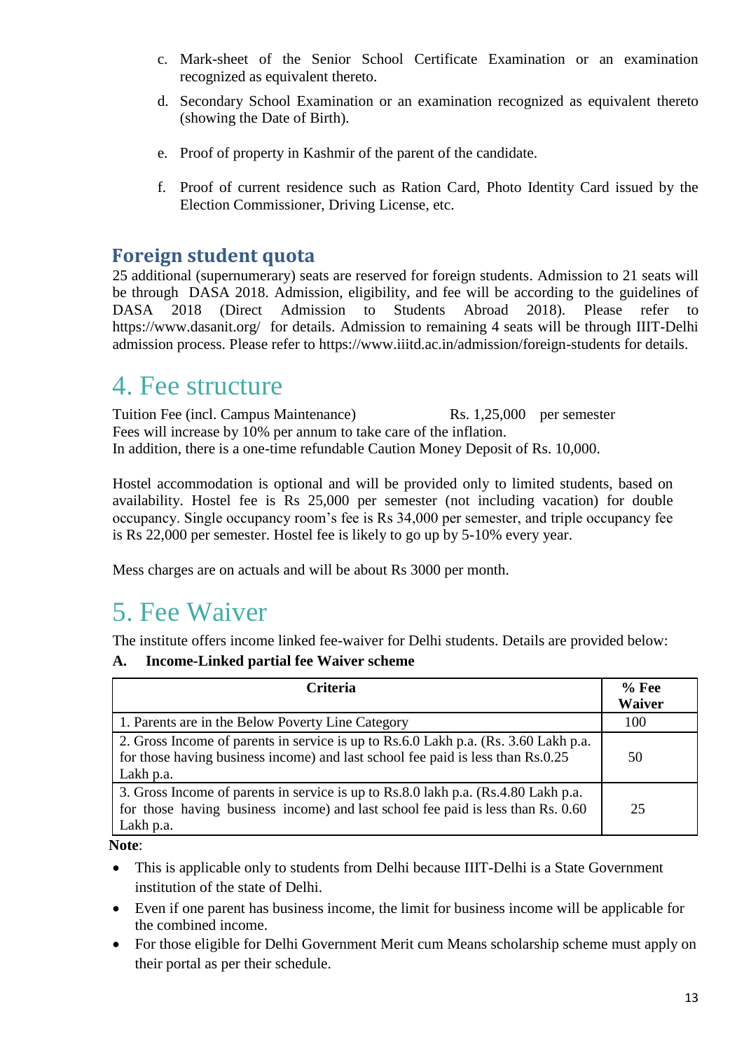c. Mark-sheet of the Senior School Certificate Examination or an examination recognized as equivalent thereto.

d. Secondary School Examination or an examination recognized as equivalent thereto (showing the Date of Birth).

e. Proof of property in Kashmir of the parent of the candidate.

f. Proof of current residence such as Ration Card, Photo Identity Card issued by the Election Commissioner, Driving License, etc.

### Foreign student quota

25 additional (supernumerary) seats are reserved for foreign students. Admission to 21 seats will be through DASA 2018. Admission, eligibility, and fee will be according to the guidelines of DASA 2018 (Direct Admission to Students Abroad 2018). Please refer to https://www.dasanit.org/ for details. Admission to remaining 4 seats will be through IIIT-Delhi admission process. Please refer to https://www.iiitd.ac.in/admission/foreign-students for details.

## 4. Fee structure

Tuition Fee (incl. Campus Maintenance) Rs. 1,25,000 per semester
Fees will increase by 10% per annum to take care of the inflation.
In addition, there is a one-time refundable Caution Money Deposit of Rs. 10,000.

Hostel accommodation is optional and will be provided only to limited students, based on availability. Hostel fee is Rs 25,000 per semester (not including vacation) for double occupancy. Single occupancy room's fee is Rs 34,000 per semester, and triple occupancy fee is Rs 22,000 per semester. Hostel fee is likely to go up by 5-10% every year.

Mess charges are on actuals and will be about Rs 3000 per month.

## 5. Fee Waiver

The institute offers income linked fee-waiver for Delhi students. Details are provided below:

**A. Income-Linked partial fee Waiver scheme**

| Criteria | % Fee Waiver |
|---|---|
| 1. Parents are in the Below Poverty Line Category | 100 |
| 2. Gross Income of parents in service is up to Rs.6.0 Lakh p.a. (Rs. 3.60 Lakh p.a. for those having business income) and last school fee paid is less than Rs.0.25 Lakh p.a. | 50 |
| 3. Gross Income of parents in service is up to Rs.8.0 lakh p.a. (Rs.4.80 Lakh p.a. for those having business income) and last school fee paid is less than Rs. 0.60 Lakh p.a. | 25 |

**Note**:

- This is applicable only to students from Delhi because IIIT-Delhi is a State Government institution of the state of Delhi.
- Even if one parent has business income, the limit for business income will be applicable for the combined income.
- For those eligible for Delhi Government Merit cum Means scholarship scheme must apply on their portal as per their schedule.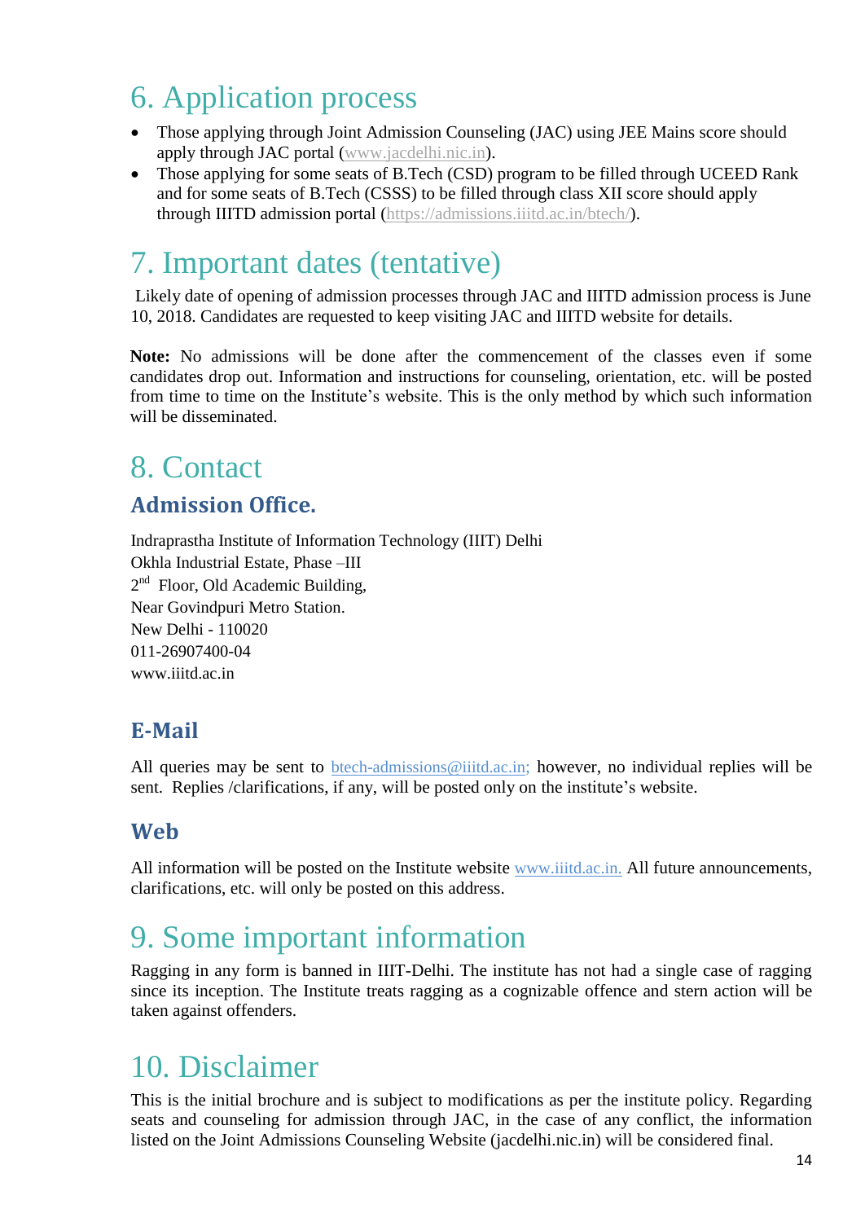# 6. Application process

- Those applying through Joint Admission Counseling (JAC) using JEE Mains score should apply through JAC portal (www.jacdelhi.nic.in).
- Those applying for some seats of B.Tech (CSD) program to be filled through UCEED Rank and for some seats of B.Tech (CSSS) to be filled through class XII score should apply through IIITD admission portal (https://admissions.iiitd.ac.in/btech/).

# 7. Important dates (tentative)

Likely date of opening of admission processes through JAC and IIITD admission process is June 10, 2018. Candidates are requested to keep visiting JAC and IIITD website for details.

**Note:** No admissions will be done after the commencement of the classes even if some candidates drop out. Information and instructions for counseling, orientation, etc. will be posted from time to time on the Institute's website. This is the only method by which such information will be disseminated.

# 8. Contact

## Admission Office.

Indraprastha Institute of Information Technology (IIIT) Delhi
Okhla Industrial Estate, Phase –III
2nd Floor, Old Academic Building,
Near Govindpuri Metro Station.
New Delhi - 110020
011-26907400-04
www.iiitd.ac.in

## E-Mail

All queries may be sent to btech-admissions@iiitd.ac.in; however, no individual replies will be sent. Replies /clarifications, if any, will be posted only on the institute's website.

## Web

All information will be posted on the Institute website www.iiitd.ac.in. All future announcements, clarifications, etc. will only be posted on this address.

# 9. Some important information

Ragging in any form is banned in IIIT-Delhi. The institute has not had a single case of ragging since its inception. The Institute treats ragging as a cognizable offence and stern action will be taken against offenders.

# 10. Disclaimer

This is the initial brochure and is subject to modifications as per the institute policy. Regarding seats and counseling for admission through JAC, in the case of any conflict, the information listed on the Joint Admissions Counseling Website (jacdelhi.nic.in) will be considered final.